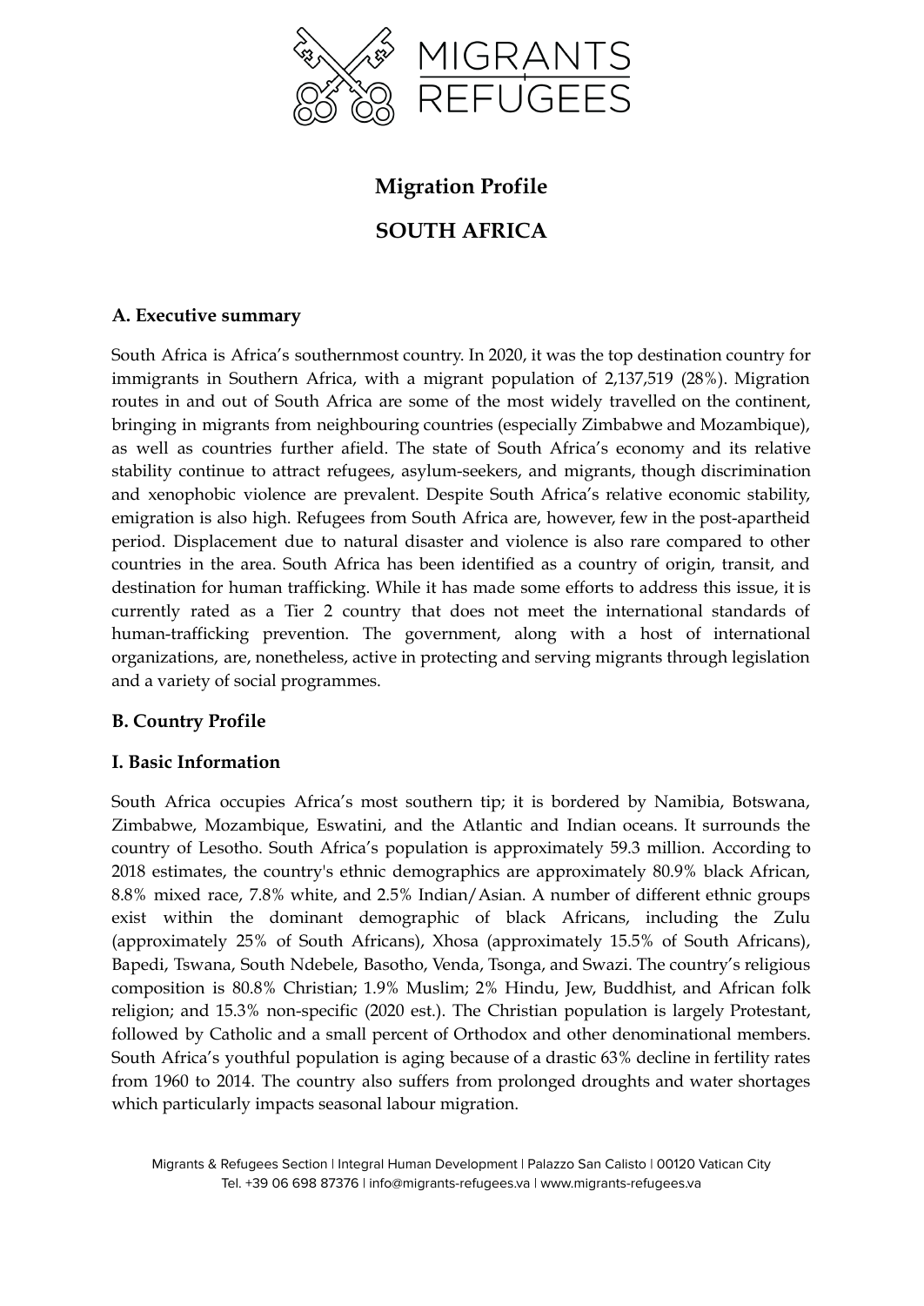MIGRANTS REFUGEES

# Migration Profile

# SOUTH AFRICA

## A. Executive summary

South Africa is Africa's southernmost country. In 2020, it was the top destination country for immigrants in Southern Africa, with a migrant population of 2,137,519 (28%). Migration routes in and out of South Africa are some of the most widely travelled on the continent, bringing in migrants from neighbouring countries (especially Zimbabwe and Mozambique), as well as countries further afield. The state of South Africa's economy and its relative stability continue to attract refugees, asylum-seekers, and migrants, though discrimination and xenophobic violence are prevalent. Despite South Africa's relative economic stability, emigration is also high. Refugees from South Africa are, however, few in the post-apartheid period. Displacement due to natural disaster and violence is also rare compared to other countries in the area. South Africa has been identified as a country of origin, transit, and destination for human trafficking. While it has made some efforts to address this issue, it is currently rated as a Tier 2 country that does not meet the international standards of human-trafficking prevention. The government, along with a host of international organizations, are, nonetheless, active in protecting and serving migrants through legislation and a variety of social programmes.

## B. Country Profile

### I. Basic Information

South Africa occupies Africa's most southern tip; it is bordered by Namibia, Botswana, Zimbabwe, Mozambique, Eswatini, and the Atlantic and Indian oceans. It surrounds the country of Lesotho. South Africa's population is approximately 59.3 million. According to 2018 estimates, the country's ethnic demographics are approximately 80.9% black African, 8.8% mixed race, 7.8% white, and 2.5% Indian/Asian. A number of different ethnic groups exist within the dominant demographic of black Africans, including the Zulu (approximately 25% of South Africans), Xhosa (approximately 15.5% of South Africans), Bapedi, Tswana, South Ndebele, Basotho, Venda, Tsonga, and Swazi. The country's religious composition is 80.8% Christian; 1.9% Muslim; 2% Hindu, Jew, Buddhist, and African folk religion; and 15.3% non-specific (2020 est.). The Christian population is largely Protestant, followed by Catholic and a small percent of Orthodox and other denominational members. South Africa's youthful population is aging because of a drastic 63% decline in fertility rates from 1960 to 2014. The country also suffers from prolonged droughts and water shortages which particularly impacts seasonal labour migration.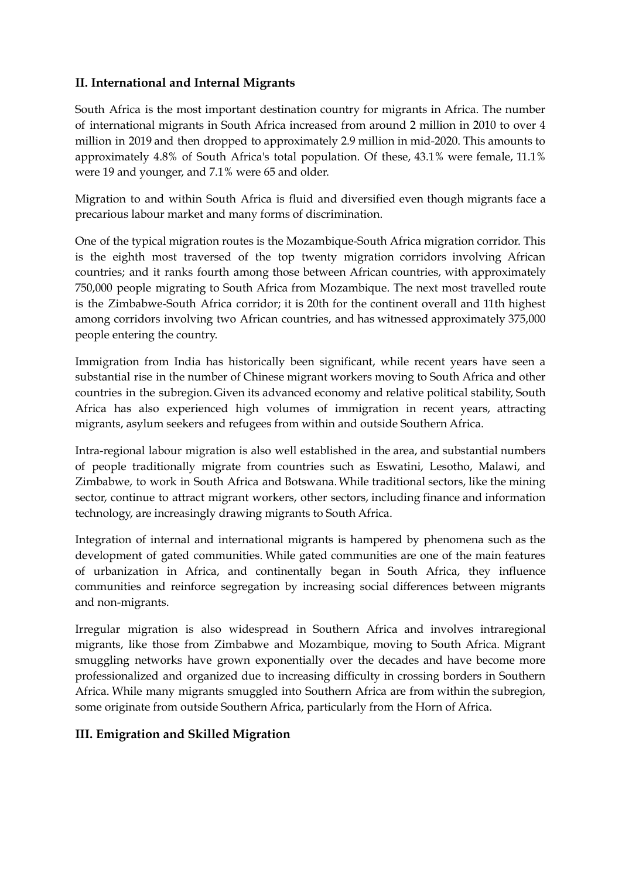## II. International and Internal Migrants

South Africa is the most important destination country for migrants in Africa. The number of international migrants in South Africa increased from around 2 million in 2010 to over 4 million in 2019 and then dropped to approximately 2.9 million in mid-2020. This amounts to approximately 4.8% of South Africa's total population. Of these, 43.1% were female, 11.1% were 19 and younger, and 7.1% were 65 and older.

Migration to and within South Africa is fluid and diversified even though migrants face a precarious labour market and many forms of discrimination.

One of the typical migration routes is the Mozambique-South Africa migration corridor. This is the eighth most traversed of the top twenty migration corridors involving African countries; and it ranks fourth among those between African countries, with approximately 750,000 people migrating to South Africa from Mozambique. The next most travelled route is the Zimbabwe-South Africa corridor; it is 20th for the continent overall and 11th highest among corridors involving two African countries, and has witnessed approximately 375,000 people entering the country.

Immigration from India has historically been significant, while recent years have seen a substantial rise in the number of Chinese migrant workers moving to South Africa and other countries in the subregion. Given its advanced economy and relative political stability, South Africa has also experienced high volumes of immigration in recent years, attracting migrants, asylum seekers and refugees from within and outside Southern Africa.

Intra-regional labour migration is also well established in the area, and substantial numbers of people traditionally migrate from countries such as Eswatini, Lesotho, Malawi, and Zimbabwe, to work in South Africa and Botswana. While traditional sectors, like the mining sector, continue to attract migrant workers, other sectors, including finance and information technology, are increasingly drawing migrants to South Africa.

Integration of internal and international migrants is hampered by phenomena such as the development of gated communities. While gated communities are one of the main features of urbanization in Africa, and continentally began in South Africa, they influence communities and reinforce segregation by increasing social differences between migrants and non-migrants.

Irregular migration is also widespread in Southern Africa and involves intraregional migrants, like those from Zimbabwe and Mozambique, moving to South Africa. Migrant smuggling networks have grown exponentially over the decades and have become more professionalized and organized due to increasing difficulty in crossing borders in Southern Africa. While many migrants smuggled into Southern Africa are from within the subregion, some originate from outside Southern Africa, particularly from the Horn of Africa.

## III. Emigration and Skilled Migration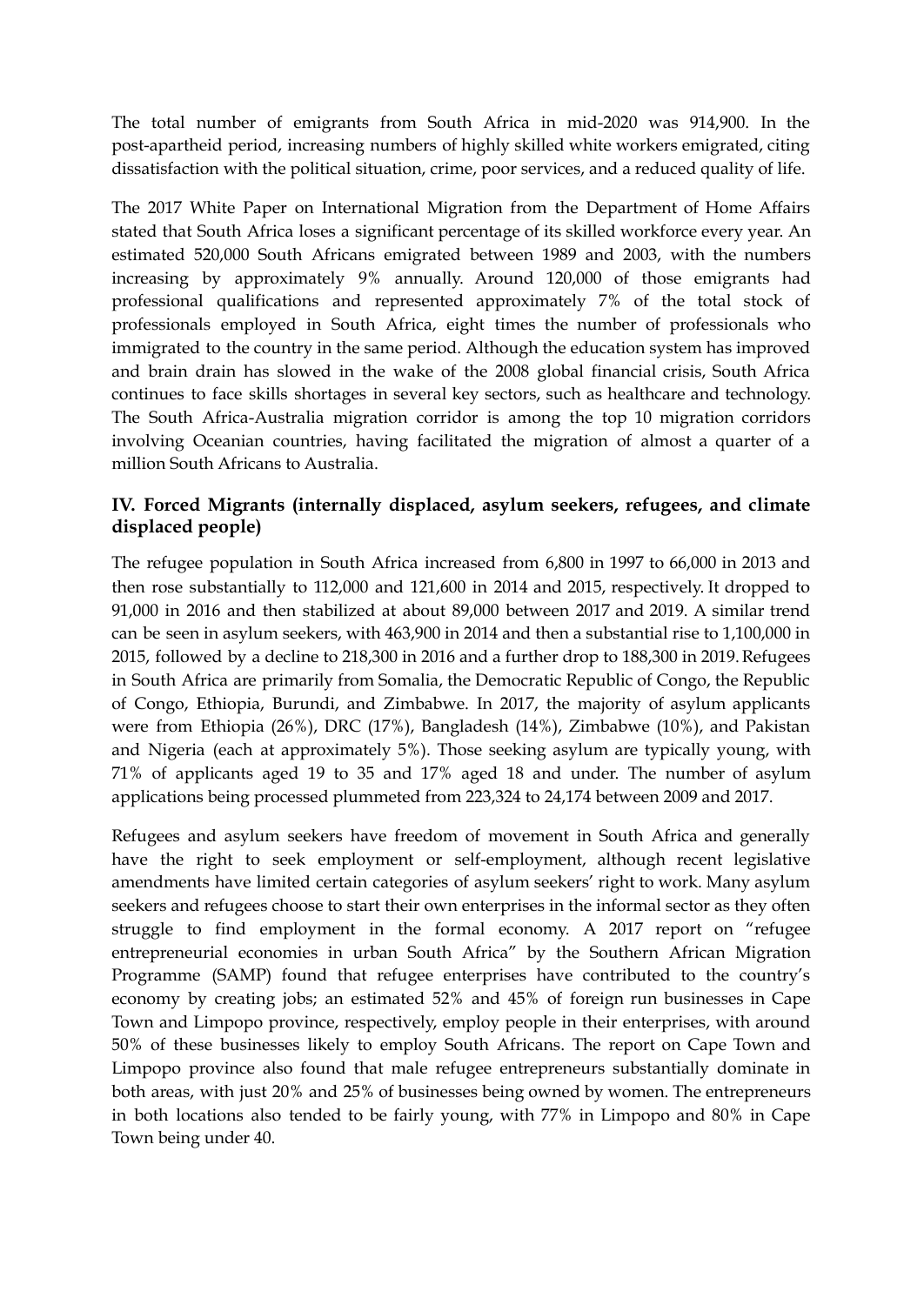The total number of emigrants from South Africa in mid-2020 was 914,900. In the post-apartheid period, increasing numbers of highly skilled white workers emigrated, citing dissatisfaction with the political situation, crime, poor services, and a reduced quality of life.

The 2017 White Paper on International Migration from the Department of Home Affairs stated that South Africa loses a significant percentage of its skilled workforce every year. An estimated 520,000 South Africans emigrated between 1989 and 2003, with the numbers increasing by approximately 9% annually. Around 120,000 of those emigrants had professional qualifications and represented approximately 7% of the total stock of professionals employed in South Africa, eight times the number of professionals who immigrated to the country in the same period. Although the education system has improved and brain drain has slowed in the wake of the 2008 global financial crisis, South Africa continues to face skills shortages in several key sectors, such as healthcare and technology. The South Africa-Australia migration corridor is among the top 10 migration corridors involving Oceanian countries, having facilitated the migration of almost a quarter of a million South Africans to Australia.

## IV. Forced Migrants (internally displaced, asylum seekers, refugees, and climate displaced people)

The refugee population in South Africa increased from 6,800 in 1997 to 66,000 in 2013 and then rose substantially to 112,000 and 121,600 in 2014 and 2015, respectively. It dropped to 91,000 in 2016 and then stabilized at about 89,000 between 2017 and 2019. A similar trend can be seen in asylum seekers, with 463,900 in 2014 and then a substantial rise to 1,100,000 in 2015, followed by a decline to 218,300 in 2016 and a further drop to 188,300 in 2019. Refugees in South Africa are primarily from Somalia, the Democratic Republic of Congo, the Republic of Congo, Ethiopia, Burundi, and Zimbabwe. In 2017, the majority of asylum applicants were from Ethiopia (26%), DRC (17%), Bangladesh (14%), Zimbabwe (10%), and Pakistan and Nigeria (each at approximately 5%). Those seeking asylum are typically young, with 71% of applicants aged 19 to 35 and 17% aged 18 and under. The number of asylum applications being processed plummeted from 223,324 to 24,174 between 2009 and 2017.

Refugees and asylum seekers have freedom of movement in South Africa and generally have the right to seek employment or self-employment, although recent legislative amendments have limited certain categories of asylum seekers' right to work. Many asylum seekers and refugees choose to start their own enterprises in the informal sector as they often struggle to find employment in the formal economy. A 2017 report on "refugee entrepreneurial economies in urban South Africa" by the Southern African Migration Programme (SAMP) found that refugee enterprises have contributed to the country's economy by creating jobs; an estimated 52% and 45% of foreign run businesses in Cape Town and Limpopo province, respectively, employ people in their enterprises, with around 50% of these businesses likely to employ South Africans. The report on Cape Town and Limpopo province also found that male refugee entrepreneurs substantially dominate in both areas, with just 20% and 25% of businesses being owned by women. The entrepreneurs in both locations also tended to be fairly young, with 77% in Limpopo and 80% in Cape Town being under 40.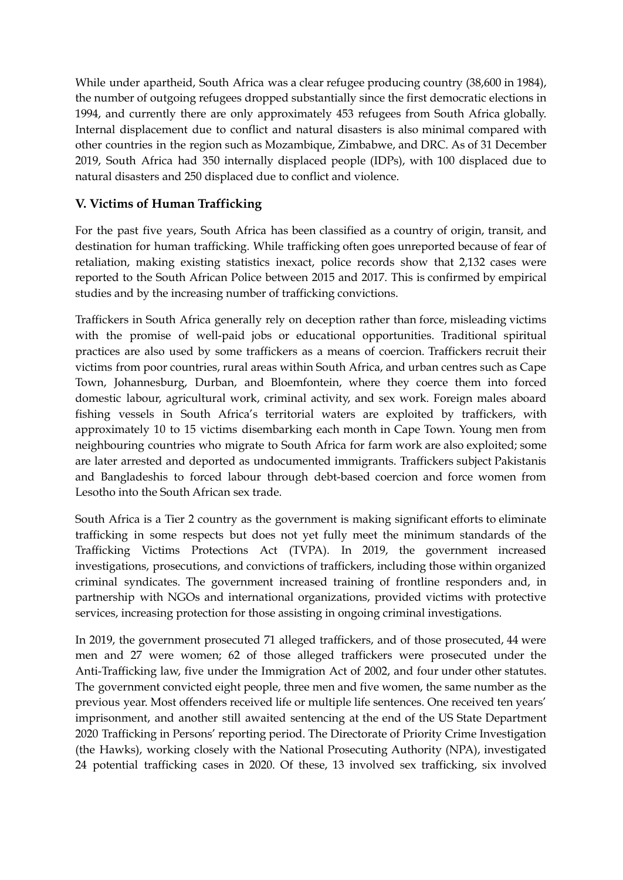While under apartheid, South Africa was a clear refugee producing country (38,600 in 1984), the number of outgoing refugees dropped substantially since the first democratic elections in 1994, and currently there are only approximately 453 refugees from South Africa globally. Internal displacement due to conflict and natural disasters is also minimal compared with other countries in the region such as Mozambique, Zimbabwe, and DRC. As of 31 December 2019, South Africa had 350 internally displaced people (IDPs), with 100 displaced due to natural disasters and 250 displaced due to conflict and violence.

### V. Victims of Human Trafficking

For the past five years, South Africa has been classified as a country of origin, transit, and destination for human trafficking. While trafficking often goes unreported because of fear of retaliation, making existing statistics inexact, police records show that 2,132 cases were reported to the South African Police between 2015 and 2017. This is confirmed by empirical studies and by the increasing number of trafficking convictions.

Traffickers in South Africa generally rely on deception rather than force, misleading victims with the promise of well-paid jobs or educational opportunities. Traditional spiritual practices are also used by some traffickers as a means of coercion. Traffickers recruit their victims from poor countries, rural areas within South Africa, and urban centres such as Cape Town, Johannesburg, Durban, and Bloemfontein, where they coerce them into forced domestic labour, agricultural work, criminal activity, and sex work. Foreign males aboard fishing vessels in South Africa's territorial waters are exploited by traffickers, with approximately 10 to 15 victims disembarking each month in Cape Town. Young men from neighbouring countries who migrate to South Africa for farm work are also exploited; some are later arrested and deported as undocumented immigrants. Traffickers subject Pakistanis and Bangladeshis to forced labour through debt-based coercion and force women from Lesotho into the South African sex trade.

South Africa is a Tier 2 country as the government is making significant efforts to eliminate trafficking in some respects but does not yet fully meet the minimum standards of the Trafficking Victims Protections Act (TVPA). In 2019, the government increased investigations, prosecutions, and convictions of traffickers, including those within organized criminal syndicates. The government increased training of frontline responders and, in partnership with NGOs and international organizations, provided victims with protective services, increasing protection for those assisting in ongoing criminal investigations.

In 2019, the government prosecuted 71 alleged traffickers, and of those prosecuted, 44 were men and 27 were women; 62 of those alleged traffickers were prosecuted under the Anti-Trafficking law, five under the Immigration Act of 2002, and four under other statutes. The government convicted eight people, three men and five women, the same number as the previous year. Most offenders received life or multiple life sentences. One received ten years' imprisonment, and another still awaited sentencing at the end of the US State Department 2020 Trafficking in Persons' reporting period. The Directorate of Priority Crime Investigation (the Hawks), working closely with the National Prosecuting Authority (NPA), investigated 24 potential trafficking cases in 2020. Of these, 13 involved sex trafficking, six involved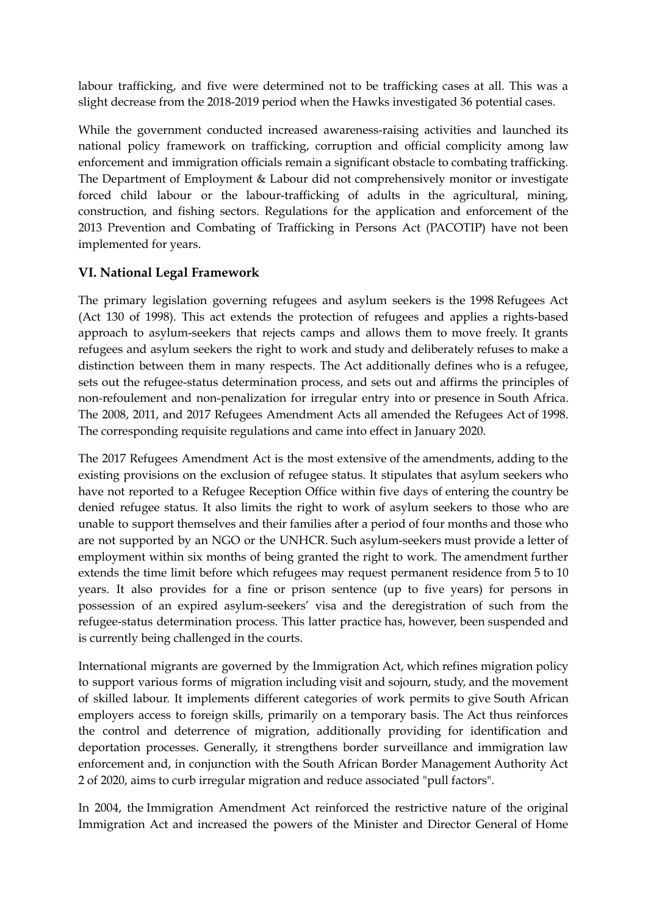labour trafficking, and five were determined not to be trafficking cases at all. This was a slight decrease from the 2018-2019 period when the Hawks investigated 36 potential cases.

While the government conducted increased awareness-raising activities and launched its national policy framework on trafficking, corruption and official complicity among law enforcement and immigration officials remain a significant obstacle to combating trafficking. The Department of Employment & Labour did not comprehensively monitor or investigate forced child labour or the labour-trafficking of adults in the agricultural, mining, construction, and fishing sectors. Regulations for the application and enforcement of the 2013 Prevention and Combating of Trafficking in Persons Act (PACOTIP) have not been implemented for years.

## VI. National Legal Framework

The primary legislation governing refugees and asylum seekers is the 1998 Refugees Act (Act 130 of 1998). This act extends the protection of refugees and applies a rights-based approach to asylum-seekers that rejects camps and allows them to move freely. It grants refugees and asylum seekers the right to work and study and deliberately refuses to make a distinction between them in many respects. The Act additionally defines who is a refugee, sets out the refugee-status determination process, and sets out and affirms the principles of non-refoulement and non-penalization for irregular entry into or presence in South Africa. The 2008, 2011, and 2017 Refugees Amendment Acts all amended the Refugees Act of 1998. The corresponding requisite regulations and came into effect in January 2020.

The 2017 Refugees Amendment Act is the most extensive of the amendments, adding to the existing provisions on the exclusion of refugee status. It stipulates that asylum seekers who have not reported to a Refugee Reception Office within five days of entering the country be denied refugee status. It also limits the right to work of asylum seekers to those who are unable to support themselves and their families after a period of four months and those who are not supported by an NGO or the UNHCR. Such asylum-seekers must provide a letter of employment within six months of being granted the right to work. The amendment further extends the time limit before which refugees may request permanent residence from 5 to 10 years. It also provides for a fine or prison sentence (up to five years) for persons in possession of an expired asylum-seekers' visa and the deregistration of such from the refugee-status determination process. This latter practice has, however, been suspended and is currently being challenged in the courts.

International migrants are governed by the Immigration Act, which refines migration policy to support various forms of migration including visit and sojourn, study, and the movement of skilled labour. It implements different categories of work permits to give South African employers access to foreign skills, primarily on a temporary basis. The Act thus reinforces the control and deterrence of migration, additionally providing for identification and deportation processes. Generally, it strengthens border surveillance and immigration law enforcement and, in conjunction with the South African Border Management Authority Act 2 of 2020, aims to curb irregular migration and reduce associated "pull factors".

In 2004, the Immigration Amendment Act reinforced the restrictive nature of the original Immigration Act and increased the powers of the Minister and Director General of Home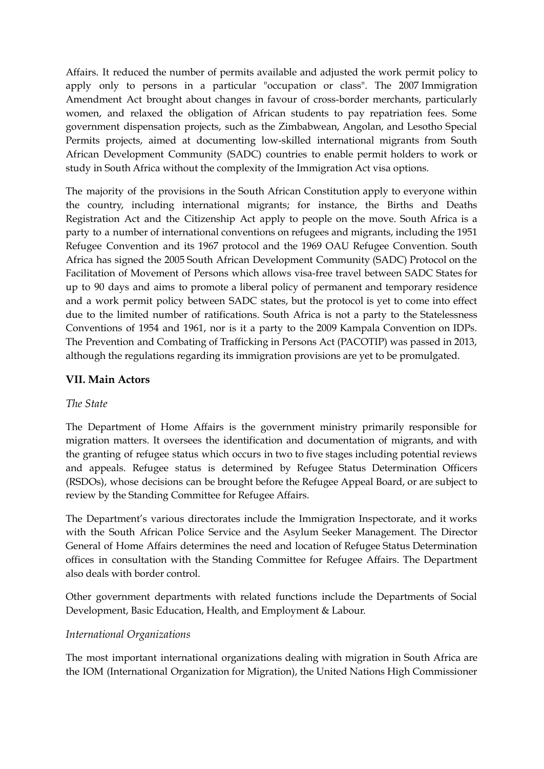Affairs. It reduced the number of permits available and adjusted the work permit policy to apply only to persons in a particular "occupation or class". The 2007 Immigration Amendment Act brought about changes in favour of cross-border merchants, particularly women, and relaxed the obligation of African students to pay repatriation fees. Some government dispensation projects, such as the Zimbabwean, Angolan, and Lesotho Special Permits projects, aimed at documenting low-skilled international migrants from South African Development Community (SADC) countries to enable permit holders to work or study in South Africa without the complexity of the Immigration Act visa options.

The majority of the provisions in the South African Constitution apply to everyone within the country, including international migrants; for instance, the Births and Deaths Registration Act and the Citizenship Act apply to people on the move. South Africa is a party to a number of international conventions on refugees and migrants, including the 1951 Refugee Convention and its 1967 protocol and the 1969 OAU Refugee Convention. South Africa has signed the 2005 South African Development Community (SADC) Protocol on the Facilitation of Movement of Persons which allows visa-free travel between SADC States for up to 90 days and aims to promote a liberal policy of permanent and temporary residence and a work permit policy between SADC states, but the protocol is yet to come into effect due to the limited number of ratifications. South Africa is not a party to the Statelessness Conventions of 1954 and 1961, nor is it a party to the 2009 Kampala Convention on IDPs. The Prevention and Combating of Trafficking in Persons Act (PACOTIP) was passed in 2013, although the regulations regarding its immigration provisions are yet to be promulgated.

## VII. Main Actors

*The State*

The Department of Home Affairs is the government ministry primarily responsible for migration matters. It oversees the identification and documentation of migrants, and with the granting of refugee status which occurs in two to five stages including potential reviews and appeals. Refugee status is determined by Refugee Status Determination Officers (RSDOs), whose decisions can be brought before the Refugee Appeal Board, or are subject to review by the Standing Committee for Refugee Affairs.

The Department's various directorates include the Immigration Inspectorate, and it works with the South African Police Service and the Asylum Seeker Management. The Director General of Home Affairs determines the need and location of Refugee Status Determination offices in consultation with the Standing Committee for Refugee Affairs. The Department also deals with border control.

Other government departments with related functions include the Departments of Social Development, Basic Education, Health, and Employment & Labour.

*International Organizations*

The most important international organizations dealing with migration in South Africa are the IOM (International Organization for Migration), the United Nations High Commissioner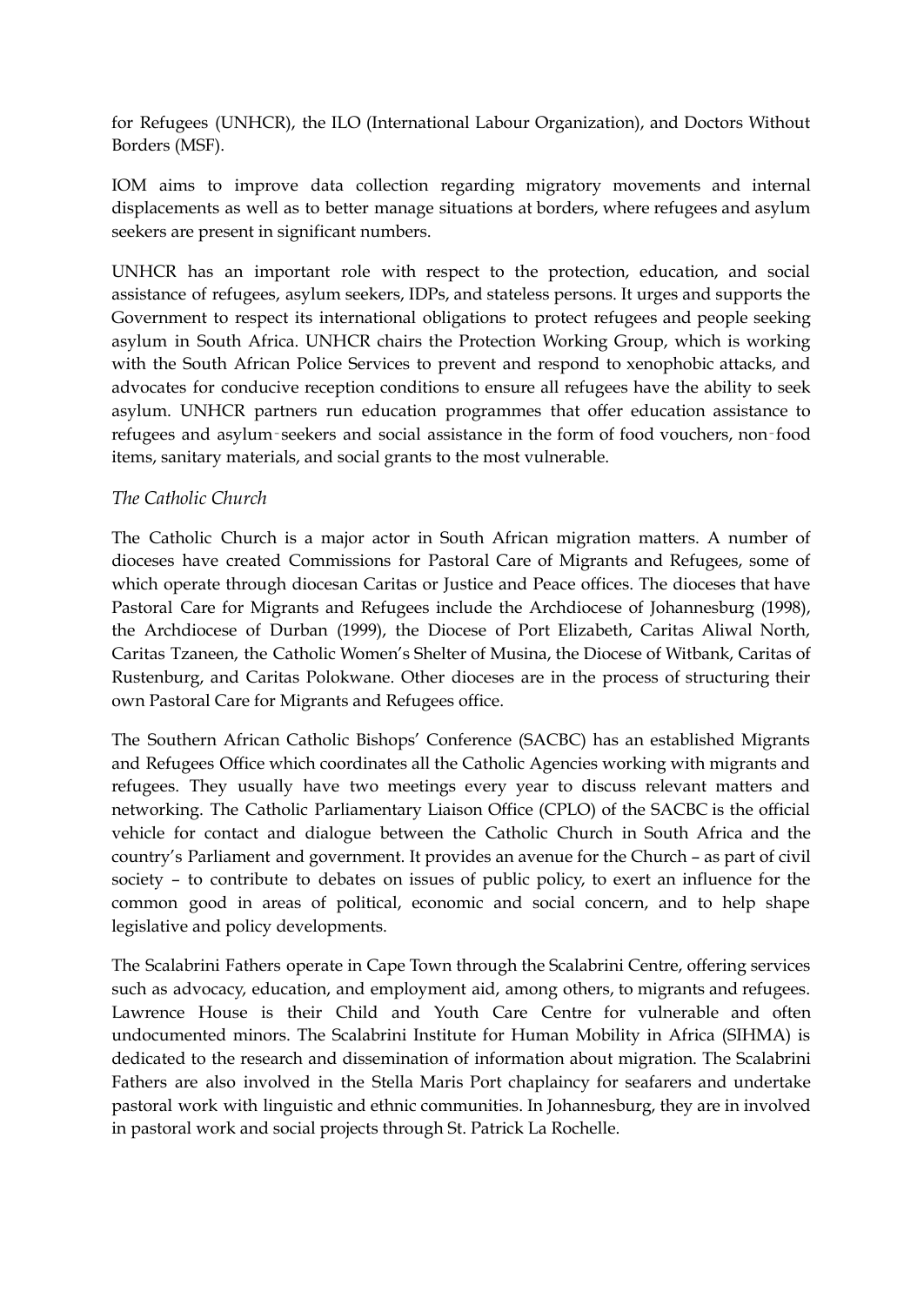for Refugees (UNHCR), the ILO (International Labour Organization), and Doctors Without Borders (MSF).

IOM aims to improve data collection regarding migratory movements and internal displacements as well as to better manage situations at borders, where refugees and asylum seekers are present in significant numbers.

UNHCR has an important role with respect to the protection, education, and social assistance of refugees, asylum seekers, IDPs, and stateless persons. It urges and supports the Government to respect its international obligations to protect refugees and people seeking asylum in South Africa. UNHCR chairs the Protection Working Group, which is working with the South African Police Services to prevent and respond to xenophobic attacks, and advocates for conducive reception conditions to ensure all refugees have the ability to seek asylum. UNHCR partners run education programmes that offer education assistance to refugees and asylum‑seekers and social assistance in the form of food vouchers, non‑food items, sanitary materials, and social grants to the most vulnerable.

*The Catholic Church*

The Catholic Church is a major actor in South African migration matters. A number of dioceses have created Commissions for Pastoral Care of Migrants and Refugees, some of which operate through diocesan Caritas or Justice and Peace offices. The dioceses that have Pastoral Care for Migrants and Refugees include the Archdiocese of Johannesburg (1998), the Archdiocese of Durban (1999), the Diocese of Port Elizabeth, Caritas Aliwal North, Caritas Tzaneen, the Catholic Women's Shelter of Musina, the Diocese of Witbank, Caritas of Rustenburg, and Caritas Polokwane. Other dioceses are in the process of structuring their own Pastoral Care for Migrants and Refugees office.

The Southern African Catholic Bishops' Conference (SACBC) has an established Migrants and Refugees Office which coordinates all the Catholic Agencies working with migrants and refugees. They usually have two meetings every year to discuss relevant matters and networking. The Catholic Parliamentary Liaison Office (CPLO) of the SACBC is the official vehicle for contact and dialogue between the Catholic Church in South Africa and the country's Parliament and government. It provides an avenue for the Church – as part of civil society – to contribute to debates on issues of public policy, to exert an influence for the common good in areas of political, economic and social concern, and to help shape legislative and policy developments.

The Scalabrini Fathers operate in Cape Town through the Scalabrini Centre, offering services such as advocacy, education, and employment aid, among others, to migrants and refugees. Lawrence House is their Child and Youth Care Centre for vulnerable and often undocumented minors. The Scalabrini Institute for Human Mobility in Africa (SIHMA) is dedicated to the research and dissemination of information about migration. The Scalabrini Fathers are also involved in the Stella Maris Port chaplaincy for seafarers and undertake pastoral work with linguistic and ethnic communities. In Johannesburg, they are in involved in pastoral work and social projects through St. Patrick La Rochelle.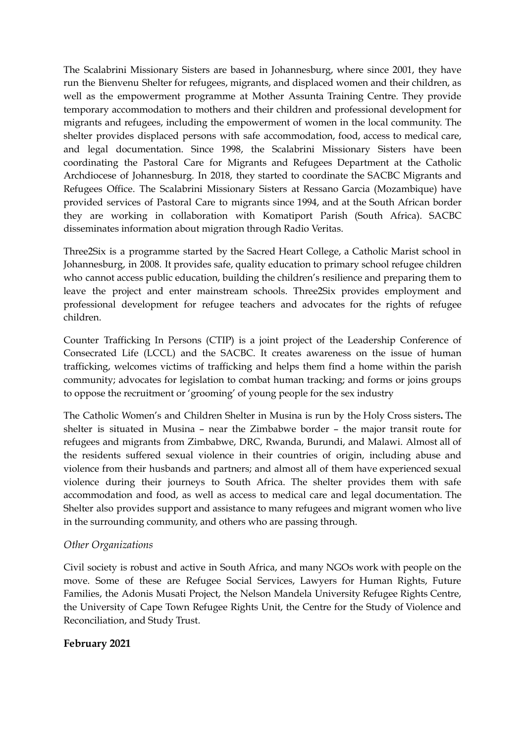The Scalabrini Missionary Sisters are based in Johannesburg, where since 2001, they have run the Bienvenu Shelter for refugees, migrants, and displaced women and their children, as well as the empowerment programme at Mother Assunta Training Centre. They provide temporary accommodation to mothers and their children and professional development for migrants and refugees, including the empowerment of women in the local community. The shelter provides displaced persons with safe accommodation, food, access to medical care, and legal documentation. Since 1998, the Scalabrini Missionary Sisters have been coordinating the Pastoral Care for Migrants and Refugees Department at the Catholic Archdiocese of Johannesburg. In 2018, they started to coordinate the SACBC Migrants and Refugees Office. The Scalabrini Missionary Sisters at Ressano Garcia (Mozambique) have provided services of Pastoral Care to migrants since 1994, and at the South African border they are working in collaboration with Komatiport Parish (South Africa). SACBC disseminates information about migration through Radio Veritas.

Three2Six is a programme started by the Sacred Heart College, a Catholic Marist school in Johannesburg, in 2008. It provides safe, quality education to primary school refugee children who cannot access public education, building the children's resilience and preparing them to leave the project and enter mainstream schools. Three2Six provides employment and professional development for refugee teachers and advocates for the rights of refugee children.

Counter Trafficking In Persons (CTIP) is a joint project of the Leadership Conference of Consecrated Life (LCCL) and the SACBC. It creates awareness on the issue of human trafficking, welcomes victims of trafficking and helps them find a home within the parish community; advocates for legislation to combat human tracking; and forms or joins groups to oppose the recruitment or 'grooming' of young people for the sex industry

The Catholic Women's and Children Shelter in Musina is run by the Holy Cross sisters**.** The shelter is situated in Musina – near the Zimbabwe border – the major transit route for refugees and migrants from Zimbabwe, DRC, Rwanda, Burundi, and Malawi. Almost all of the residents suffered sexual violence in their countries of origin, including abuse and violence from their husbands and partners; and almost all of them have experienced sexual violence during their journeys to South Africa. The shelter provides them with safe accommodation and food, as well as access to medical care and legal documentation. The Shelter also provides support and assistance to many refugees and migrant women who live in the surrounding community, and others who are passing through.

*Other Organizations*

Civil society is robust and active in South Africa, and many NGOs work with people on the move. Some of these are Refugee Social Services, Lawyers for Human Rights, Future Families, the Adonis Musati Project, the Nelson Mandela University Refugee Rights Centre, the University of Cape Town Refugee Rights Unit, the Centre for the Study of Violence and Reconciliation, and Study Trust.

**February 2021**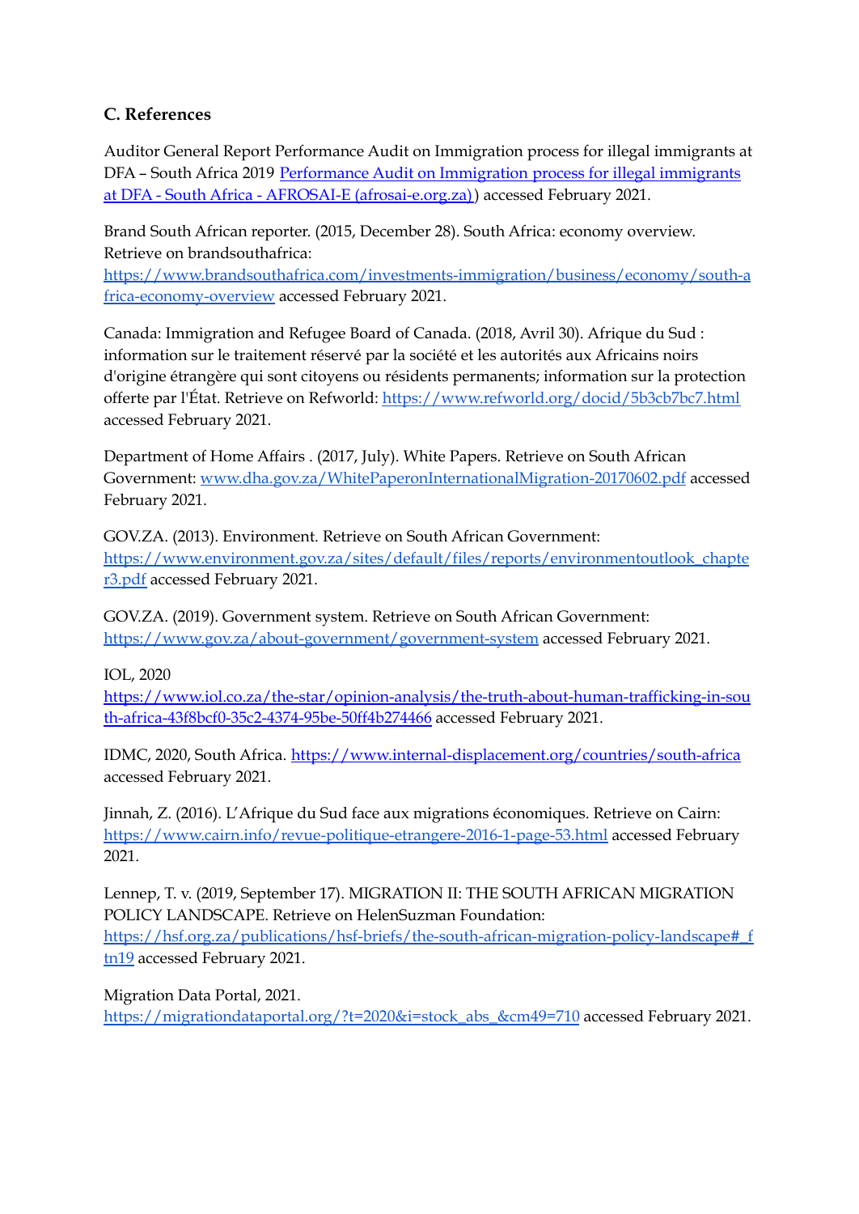### C. References

Auditor General Report Performance Audit on Immigration process for illegal immigrants at DFA – South Africa 2019 [Performance Audit on Immigration process for illegal immigrants at DFA - South Africa - AFROSAI-E (afrosai-e.org.za)]) accessed February 2021.

Brand South African reporter. (2015, December 28). South Africa: economy overview. Retrieve on brandsouthafrica: https://www.brandsouthafrica.com/investments-immigration/business/economy/south-africa-economy-overview accessed February 2021.

Canada: Immigration and Refugee Board of Canada. (2018, Avril 30). Afrique du Sud : information sur le traitement réservé par la société et les autorités aux Africains noirs d'origine étrangère qui sont citoyens ou résidents permanents; information sur la protection offerte par l'État. Retrieve on Refworld: https://www.refworld.org/docid/5b3cb7bc7.html accessed February 2021.

Department of Home Affairs . (2017, July). White Papers. Retrieve on South African Government: www.dha.gov.za/WhitePaperonInternationalMigration-20170602.pdf accessed February 2021.

GOV.ZA. (2013). Environment. Retrieve on South African Government: https://www.environment.gov.za/sites/default/files/reports/environmentoutlook_chapter3.pdf accessed February 2021.

GOV.ZA. (2019). Government system. Retrieve on South African Government: https://www.gov.za/about-government/government-system accessed February 2021.

IOL, 2020 https://www.iol.co.za/the-star/opinion-analysis/the-truth-about-human-trafficking-in-south-africa-43f8bcf0-35c2-4374-95be-50ff4b274466 accessed February 2021.

IDMC, 2020, South Africa. https://www.internal-displacement.org/countries/south-africa accessed February 2021.

Jinnah, Z. (2016). L'Afrique du Sud face aux migrations économiques. Retrieve on Cairn: https://www.cairn.info/revue-politique-etrangere-2016-1-page-53.html accessed February 2021.

Lennep, T. v. (2019, September 17). MIGRATION II: THE SOUTH AFRICAN MIGRATION POLICY LANDSCAPE. Retrieve on HelenSuzman Foundation: https://hsf.org.za/publications/hsf-briefs/the-south-african-migration-policy-landscape#_ftn19 accessed February 2021.

Migration Data Portal, 2021. https://migrationdataportal.org/?t=2020&i=stock_abs_&cm49=710 accessed February 2021.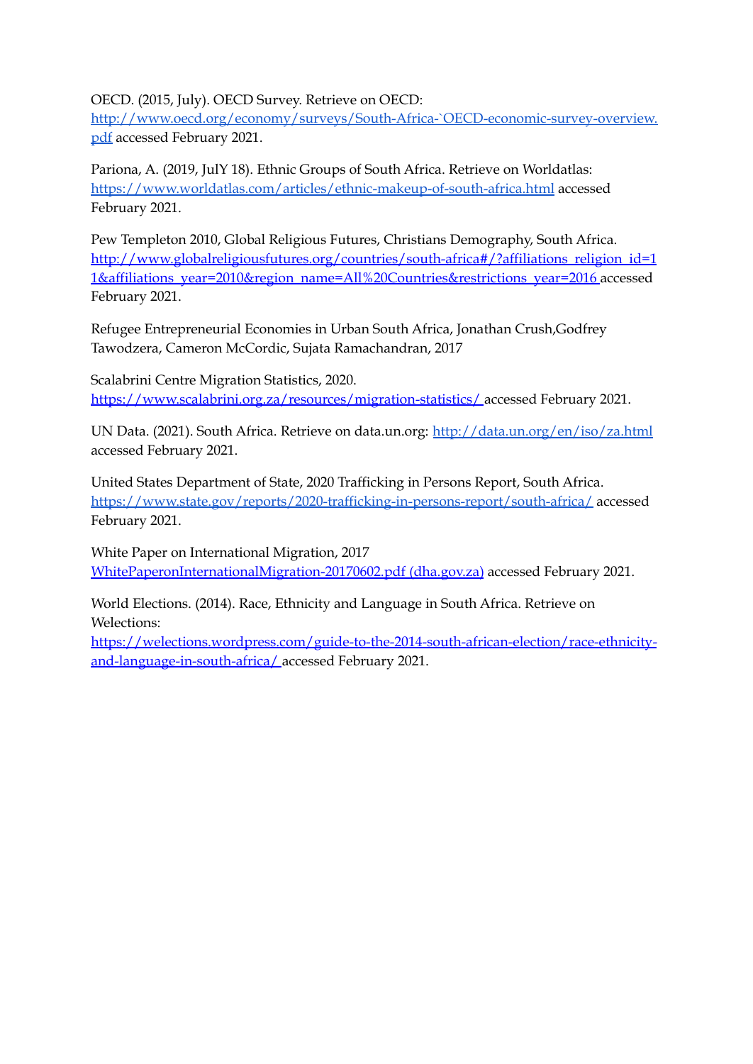OECD. (2015, July). OECD Survey. Retrieve on OECD: http://www.oecd.org/economy/surveys/South-Africa-`OECD-economic-survey-overview.pdf accessed February 2021.

Pariona, A. (2019, JulY 18). Ethnic Groups of South Africa. Retrieve on Worldatlas: https://www.worldatlas.com/articles/ethnic-makeup-of-south-africa.html accessed February 2021.

Pew Templeton 2010, Global Religious Futures, Christians Demography, South Africa. http://www.globalreligiousfutures.org/countries/south-africa#/?affiliations_religion_id=11&affiliations_year=2010&region_name=All%20Countries&restrictions_year=2016 accessed February 2021.

Refugee Entrepreneurial Economies in Urban South Africa, Jonathan Crush,Godfrey Tawodzera, Cameron McCordic, Sujata Ramachandran, 2017

Scalabrini Centre Migration Statistics, 2020. https://www.scalabrini.org.za/resources/migration-statistics/ accessed February 2021.

UN Data. (2021). South Africa. Retrieve on data.un.org: http://data.un.org/en/iso/za.html accessed February 2021.

United States Department of State, 2020 Trafficking in Persons Report, South Africa. https://www.state.gov/reports/2020-trafficking-in-persons-report/south-africa/ accessed February 2021.

White Paper on International Migration, 2017 WhitePaperonInternationalMigration-20170602.pdf (dha.gov.za) accessed February 2021.

World Elections. (2014). Race, Ethnicity and Language in South Africa. Retrieve on Welections: https://welections.wordpress.com/guide-to-the-2014-south-african-election/race-ethnicity-and-language-in-south-africa/ accessed February 2021.